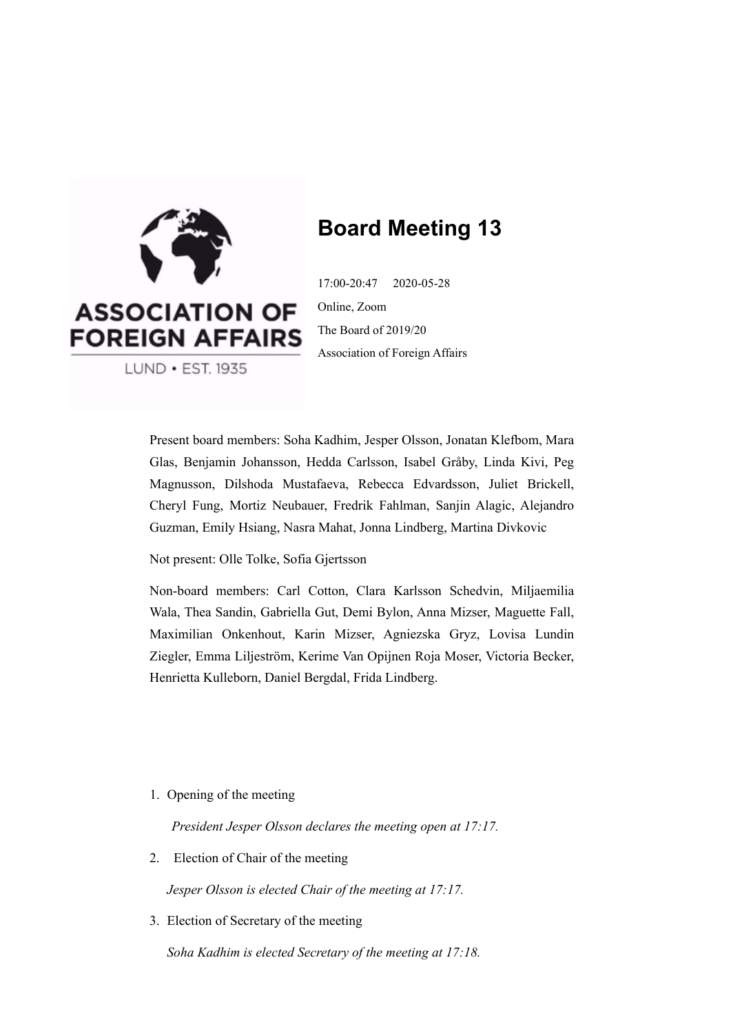# Board Meeting 13

17:00-20:47 2020-05-28

Online, Zoom

The Board of 2019/20

Association of Foreign Affairs

Present board members: Soha Kadhim, Jesper Olsson, Jonatan Klefbom, Mara Glas, Benjamin Johansson, Hedda Carlsson, Isabel Gråby, Linda Kivi, Peg Magnusson, Dilshoda Mustafaeva, Rebecca Edvardsson, Juliet Brickell, Cheryl Fung, Mortiz Neubauer, Fredrik Fahlman, Sanjin Alagic, Alejandro Guzman, Emily Hsiang, Nasra Mahat, Jonna Lindberg, Martina Divkovic

Not present: Olle Tolke, Sofia Gjertsson

Non-board members: Carl Cotton, Clara Karlsson Schedvin, Miljaemilia Wala, Thea Sandin, Gabriella Gut, Demi Bylon, Anna Mizser, Maguette Fall, Maximilian Onkenhout, Karin Mizser, Agniezska Gryz, Lovisa Lundin Ziegler, Emma Liljeström, Kerime Van Opijnen Roja Moser, Victoria Becker, Henrietta Kulleborn, Daniel Bergdal, Frida Lindberg.

1. Opening of the meeting

   *President Jesper Olsson declares the meeting open at 17:17.*

2. Election of Chair of the meeting

   *Jesper Olsson is elected Chair of the meeting at 17:17.*

3. Election of Secretary of the meeting

   *Soha Kadhim is elected Secretary of the meeting at 17:18.*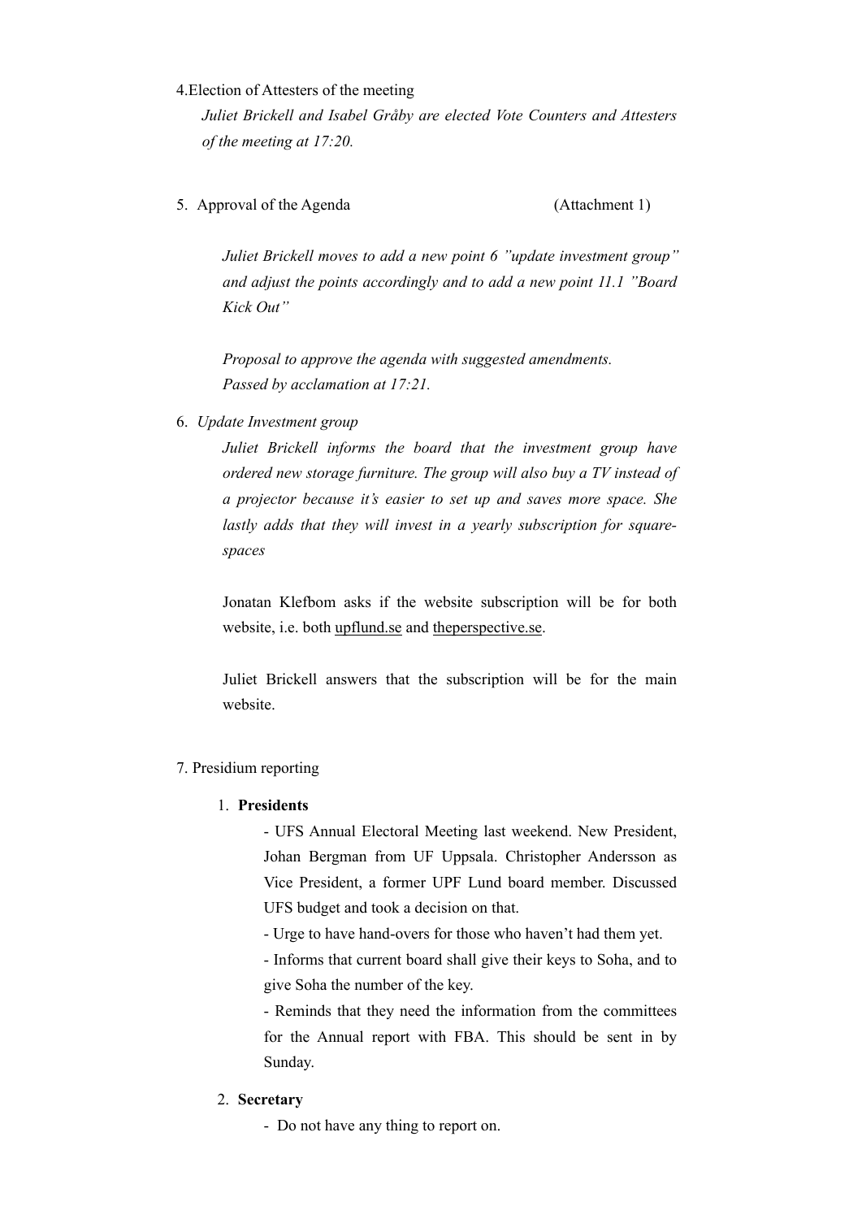4.Election of Attesters of the meeting

*Juliet Brickell and Isabel Gråby are elected Vote Counters and Attesters of the meeting at 17:20.*

5. Approval of the Agenda (Attachment 1)

*Juliet Brickell moves to add a new point 6 "update investment group" and adjust the points accordingly and to add a new point 11.1 "Board Kick Out"*

*Proposal to approve the agenda with suggested amendments.*
*Passed by acclamation at 17:21.*

6. *Update Investment group*

*Juliet Brickell informs the board that the investment group have ordered new storage furniture. The group will also buy a TV instead of a projector because it's easier to set up and saves more space. She lastly adds that they will invest in a yearly subscription for square-spaces*

Jonatan Klefbom asks if the website subscription will be for both website, i.e. both upflund.se and theperspective.se.

Juliet Brickell answers that the subscription will be for the main website.

7. Presidium reporting

1. **Presidents**
   - UFS Annual Electoral Meeting last weekend. New President, Johan Bergman from UF Uppsala. Christopher Andersson as Vice President, a former UPF Lund board member. Discussed UFS budget and took a decision on that.
   - Urge to have hand-overs for those who haven't had them yet.
   - Informs that current board shall give their keys to Soha, and to give Soha the number of the key.
   - Reminds that they need the information from the committees for the Annual report with FBA. This should be sent in by Sunday.

2. **Secretary**
   - Do not have any thing to report on.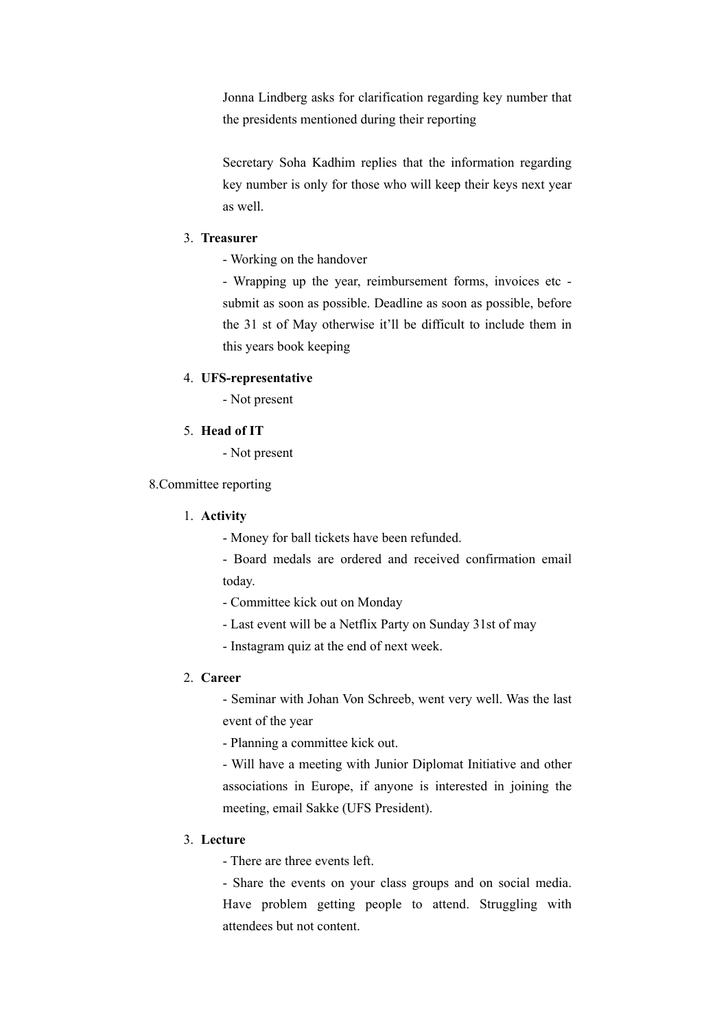Jonna Lindberg asks for clarification regarding key number that the presidents mentioned during their reporting

Secretary Soha Kadhim replies that the information regarding key number is only for those who will keep their keys next year as well.

3. **Treasurer**
   - Working on the handover
   - Wrapping up the year, reimbursement forms, invoices etc - submit as soon as possible. Deadline as soon as possible, before the 31 st of May otherwise it'll be difficult to include them in this years book keeping
4. **UFS-representative**
   - Not present
5. **Head of IT**
   - Not present

8.Committee reporting

1. **Activity**
   - Money for ball tickets have been refunded.
   - Board medals are ordered and received confirmation email today.
   - Committee kick out on Monday
   - Last event will be a Netflix Party on Sunday 31st of may
   - Instagram quiz at the end of next week.
2. **Career**
   - Seminar with Johan Von Schreeb, went very well. Was the last event of the year
   - Planning a committee kick out.
   - Will have a meeting with Junior Diplomat Initiative and other associations in Europe, if anyone is interested in joining the meeting, email Sakke (UFS President).
3. **Lecture**
   - There are three events left.
   - Share the events on your class groups and on social media. Have problem getting people to attend. Struggling with attendees but not content.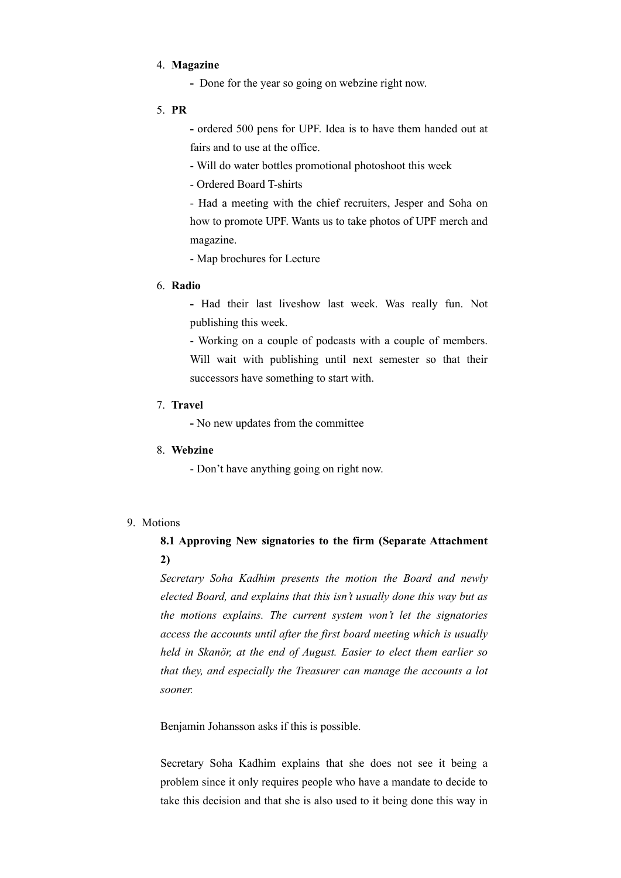4. **Magazine**

   - Done for the year so going on webzine right now.

5. **PR**

   - ordered 500 pens for UPF. Idea is to have them handed out at fairs and to use at the office.
   - Will do water bottles promotional photoshoot this week
   - Ordered Board T-shirts
   - Had a meeting with the chief recruiters, Jesper and Soha on how to promote UPF. Wants us to take photos of UPF merch and magazine.
   - Map brochures for Lecture

6. **Radio**

   - Had their last liveshow last week. Was really fun. Not publishing this week.
   - Working on a couple of podcasts with a couple of members. Will wait with publishing until next semester so that their successors have something to start with.

7. **Travel**

   - No new updates from the committee

8. **Webzine**

   - Don't have anything going on right now.

9. Motions

   **8.1 Approving New signatories to the firm (Separate Attachment 2)**

   *Secretary Soha Kadhim presents the motion the Board and newly elected Board, and explains that this isn't usually done this way but as the motions explains. The current system won't let the signatories access the accounts until after the first board meeting which is usually held in Skanör, at the end of August. Easier to elect them earlier so that they, and especially the Treasurer can manage the accounts a lot sooner.*

   Benjamin Johansson asks if this is possible.

   Secretary Soha Kadhim explains that she does not see it being a problem since it only requires people who have a mandate to decide to take this decision and that she is also used to it being done this way in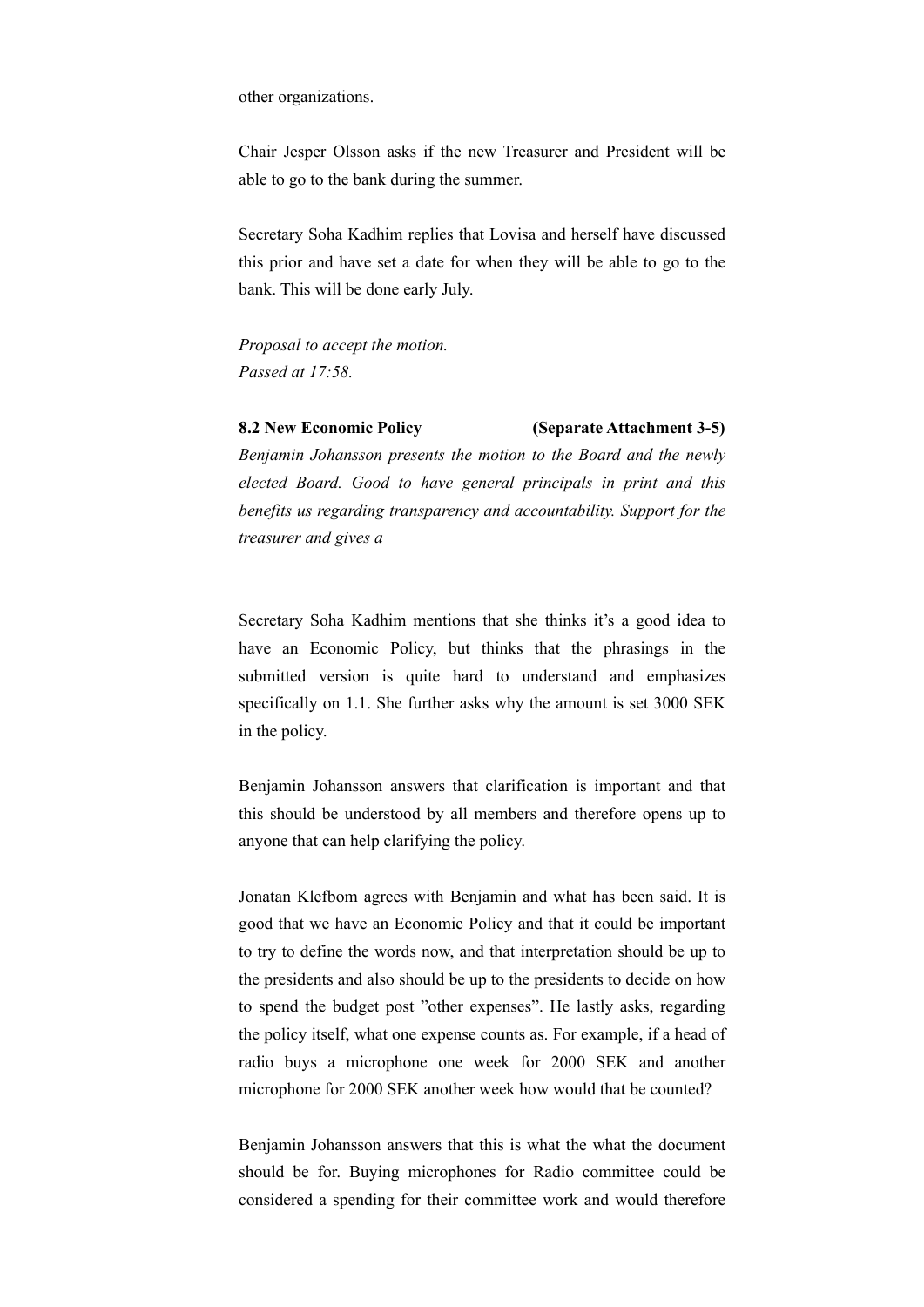other organizations.

Chair Jesper Olsson asks if the new Treasurer and President will be able to go to the bank during the summer.

Secretary Soha Kadhim replies that Lovisa and herself have discussed this prior and have set a date for when they will be able to go to the bank. This will be done early July.

*Proposal to accept the motion.*
*Passed at 17:58.*

**8.2 New Economic Policy (Separate Attachment 3-5)**
*Benjamin Johansson presents the motion to the Board and the newly elected Board. Good to have general principals in print and this benefits us regarding transparency and accountability. Support for the treasurer and gives a*

Secretary Soha Kadhim mentions that she thinks it's a good idea to have an Economic Policy, but thinks that the phrasings in the submitted version is quite hard to understand and emphasizes specifically on 1.1. She further asks why the amount is set 3000 SEK in the policy.

Benjamin Johansson answers that clarification is important and that this should be understood by all members and therefore opens up to anyone that can help clarifying the policy.

Jonatan Klefbom agrees with Benjamin and what has been said. It is good that we have an Economic Policy and that it could be important to try to define the words now, and that interpretation should be up to the presidents and also should be up to the presidents to decide on how to spend the budget post "other expenses". He lastly asks, regarding the policy itself, what one expense counts as. For example, if a head of radio buys a microphone one week for 2000 SEK and another microphone for 2000 SEK another week how would that be counted?

Benjamin Johansson answers that this is what the what the document should be for. Buying microphones for Radio committee could be considered a spending for their committee work and would therefore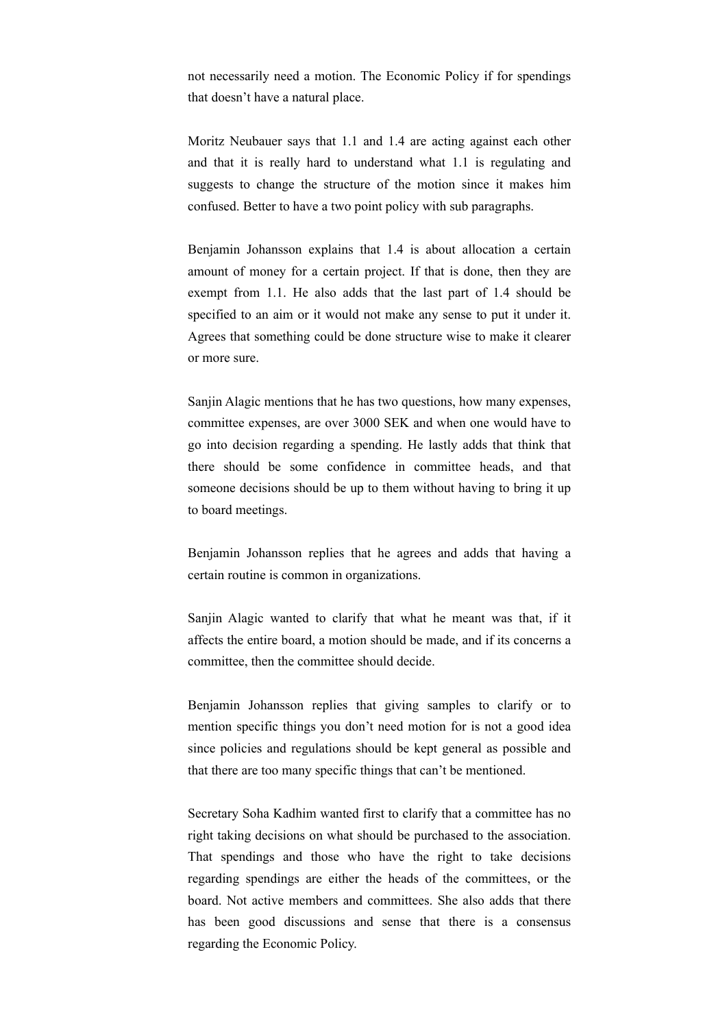not necessarily need a motion. The Economic Policy if for spendings that doesn't have a natural place.

Moritz Neubauer says that 1.1 and 1.4 are acting against each other and that it is really hard to understand what 1.1 is regulating and suggests to change the structure of the motion since it makes him confused. Better to have a two point policy with sub paragraphs.

Benjamin Johansson explains that 1.4 is about allocation a certain amount of money for a certain project. If that is done, then they are exempt from 1.1. He also adds that the last part of 1.4 should be specified to an aim or it would not make any sense to put it under it. Agrees that something could be done structure wise to make it clearer or more sure.

Sanjin Alagic mentions that he has two questions, how many expenses, committee expenses, are over 3000 SEK and when one would have to go into decision regarding a spending. He lastly adds that think that there should be some confidence in committee heads, and that someone decisions should be up to them without having to bring it up to board meetings.

Benjamin Johansson replies that he agrees and adds that having a certain routine is common in organizations.

Sanjin Alagic wanted to clarify that what he meant was that, if it affects the entire board, a motion should be made, and if its concerns a committee, then the committee should decide.

Benjamin Johansson replies that giving samples to clarify or to mention specific things you don't need motion for is not a good idea since policies and regulations should be kept general as possible and that there are too many specific things that can't be mentioned.

Secretary Soha Kadhim wanted first to clarify that a committee has no right taking decisions on what should be purchased to the association. That spendings and those who have the right to take decisions regarding spendings are either the heads of the committees, or the board. Not active members and committees. She also adds that there has been good discussions and sense that there is a consensus regarding the Economic Policy.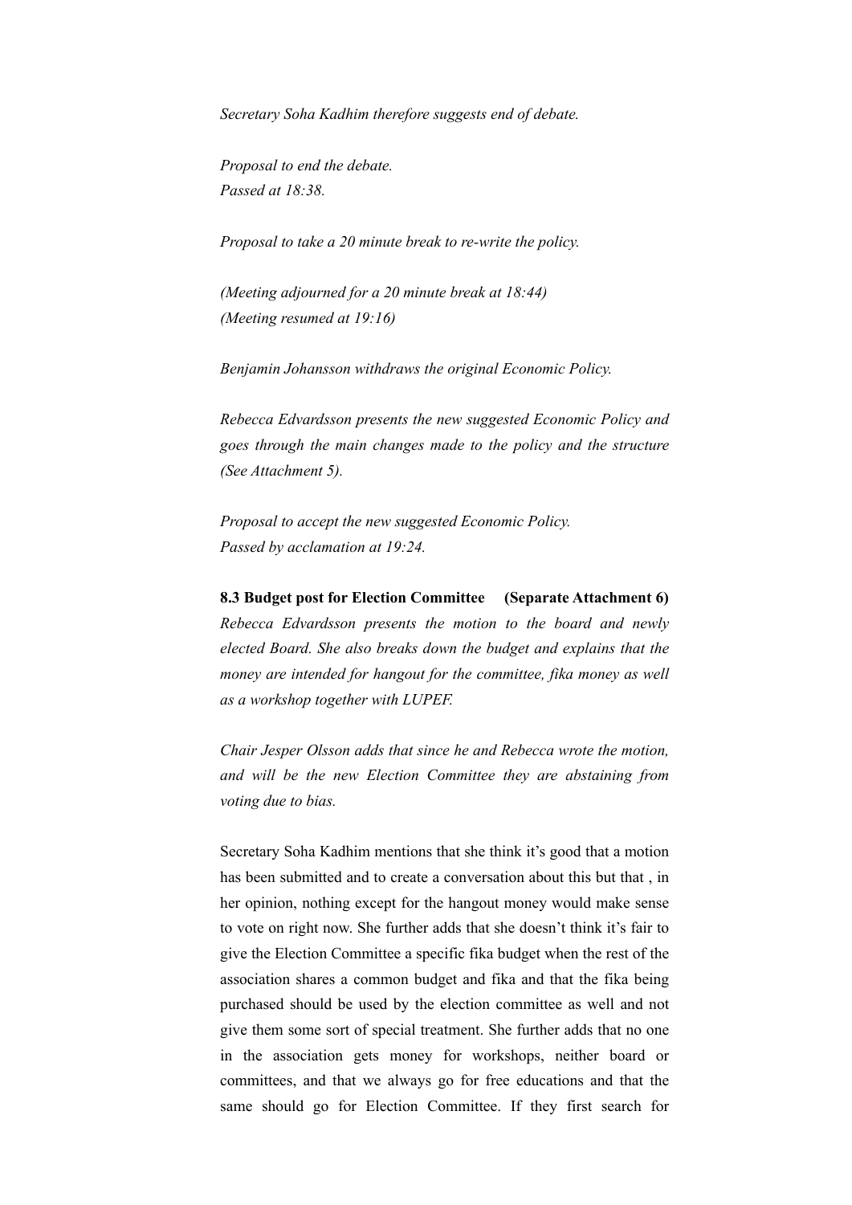*Secretary Soha Kadhim therefore suggests end of debate.*

*Proposal to end the debate.*
*Passed at 18:38.*

*Proposal to take a 20 minute break to re-write the policy.*

*(Meeting adjourned for a 20 minute break at 18:44)*
*(Meeting resumed at 19:16)*

*Benjamin Johansson withdraws the original Economic Policy.*

*Rebecca Edvardsson presents the new suggested Economic Policy and goes through the main changes made to the policy and the structure (See Attachment 5).*

*Proposal to accept the new suggested Economic Policy.*
*Passed by acclamation at 19:24.*

**8.3 Budget post for Election Committee (Separate Attachment 6)**
*Rebecca Edvardsson presents the motion to the board and newly elected Board. She also breaks down the budget and explains that the money are intended for hangout for the committee, fika money as well as a workshop together with LUPEF.*

*Chair Jesper Olsson adds that since he and Rebecca wrote the motion, and will be the new Election Committee they are abstaining from voting due to bias.*

Secretary Soha Kadhim mentions that she think it's good that a motion has been submitted and to create a conversation about this but that , in her opinion, nothing except for the hangout money would make sense to vote on right now. She further adds that she doesn't think it's fair to give the Election Committee a specific fika budget when the rest of the association shares a common budget and fika and that the fika being purchased should be used by the election committee as well and not give them some sort of special treatment. She further adds that no one in the association gets money for workshops, neither board or committees, and that we always go for free educations and that the same should go for Election Committee. If they first search for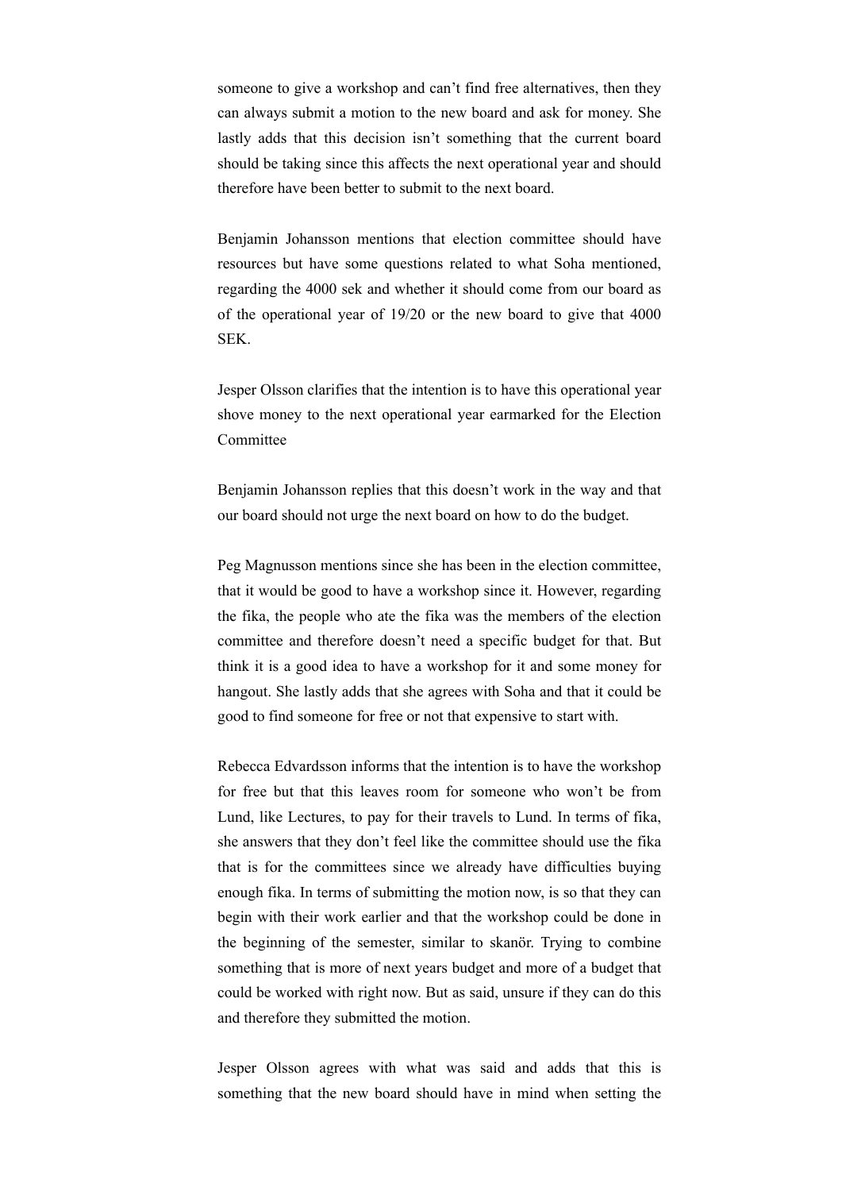someone to give a workshop and can't find free alternatives, then they can always submit a motion to the new board and ask for money. She lastly adds that this decision isn't something that the current board should be taking since this affects the next operational year and should therefore have been better to submit to the next board.

Benjamin Johansson mentions that election committee should have resources but have some questions related to what Soha mentioned, regarding the 4000 sek and whether it should come from our board as of the operational year of 19/20 or the new board to give that 4000 SEK.

Jesper Olsson clarifies that the intention is to have this operational year shove money to the next operational year earmarked for the Election Committee

Benjamin Johansson replies that this doesn't work in the way and that our board should not urge the next board on how to do the budget.

Peg Magnusson mentions since she has been in the election committee, that it would be good to have a workshop since it. However, regarding the fika, the people who ate the fika was the members of the election committee and therefore doesn't need a specific budget for that. But think it is a good idea to have a workshop for it and some money for hangout. She lastly adds that she agrees with Soha and that it could be good to find someone for free or not that expensive to start with.

Rebecca Edvardsson informs that the intention is to have the workshop for free but that this leaves room for someone who won't be from Lund, like Lectures, to pay for their travels to Lund. In terms of fika, she answers that they don't feel like the committee should use the fika that is for the committees since we already have difficulties buying enough fika. In terms of submitting the motion now, is so that they can begin with their work earlier and that the workshop could be done in the beginning of the semester, similar to skanör. Trying to combine something that is more of next years budget and more of a budget that could be worked with right now. But as said, unsure if they can do this and therefore they submitted the motion.

Jesper Olsson agrees with what was said and adds that this is something that the new board should have in mind when setting the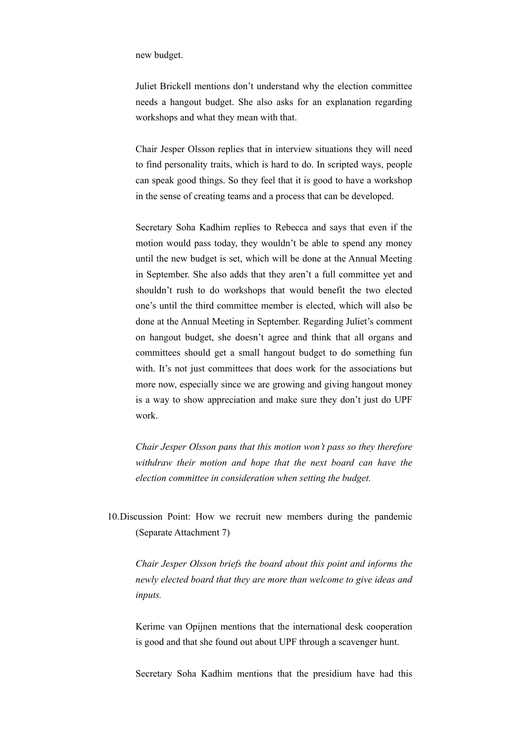new budget.

Juliet Brickell mentions don't understand why the election committee needs a hangout budget. She also asks for an explanation regarding workshops and what they mean with that.

Chair Jesper Olsson replies that in interview situations they will need to find personality traits, which is hard to do. In scripted ways, people can speak good things. So they feel that it is good to have a workshop in the sense of creating teams and a process that can be developed.

Secretary Soha Kadhim replies to Rebecca and says that even if the motion would pass today, they wouldn't be able to spend any money until the new budget is set, which will be done at the Annual Meeting in September. She also adds that they aren't a full committee yet and shouldn't rush to do workshops that would benefit the two elected one's until the third committee member is elected, which will also be done at the Annual Meeting in September. Regarding Juliet's comment on hangout budget, she doesn't agree and think that all organs and committees should get a small hangout budget to do something fun with. It's not just committees that does work for the associations but more now, especially since we are growing and giving hangout money is a way to show appreciation and make sure they don't just do UPF work.

*Chair Jesper Olsson pans that this motion won't pass so they therefore withdraw their motion and hope that the next board can have the election committee in consideration when setting the budget.*

10. Discussion Point: How we recruit new members during the pandemic (Separate Attachment 7)

*Chair Jesper Olsson briefs the board about this point and informs the newly elected board that they are more than welcome to give ideas and inputs.*

Kerime van Opijnen mentions that the international desk cooperation is good and that she found out about UPF through a scavenger hunt.

Secretary Soha Kadhim mentions that the presidium have had this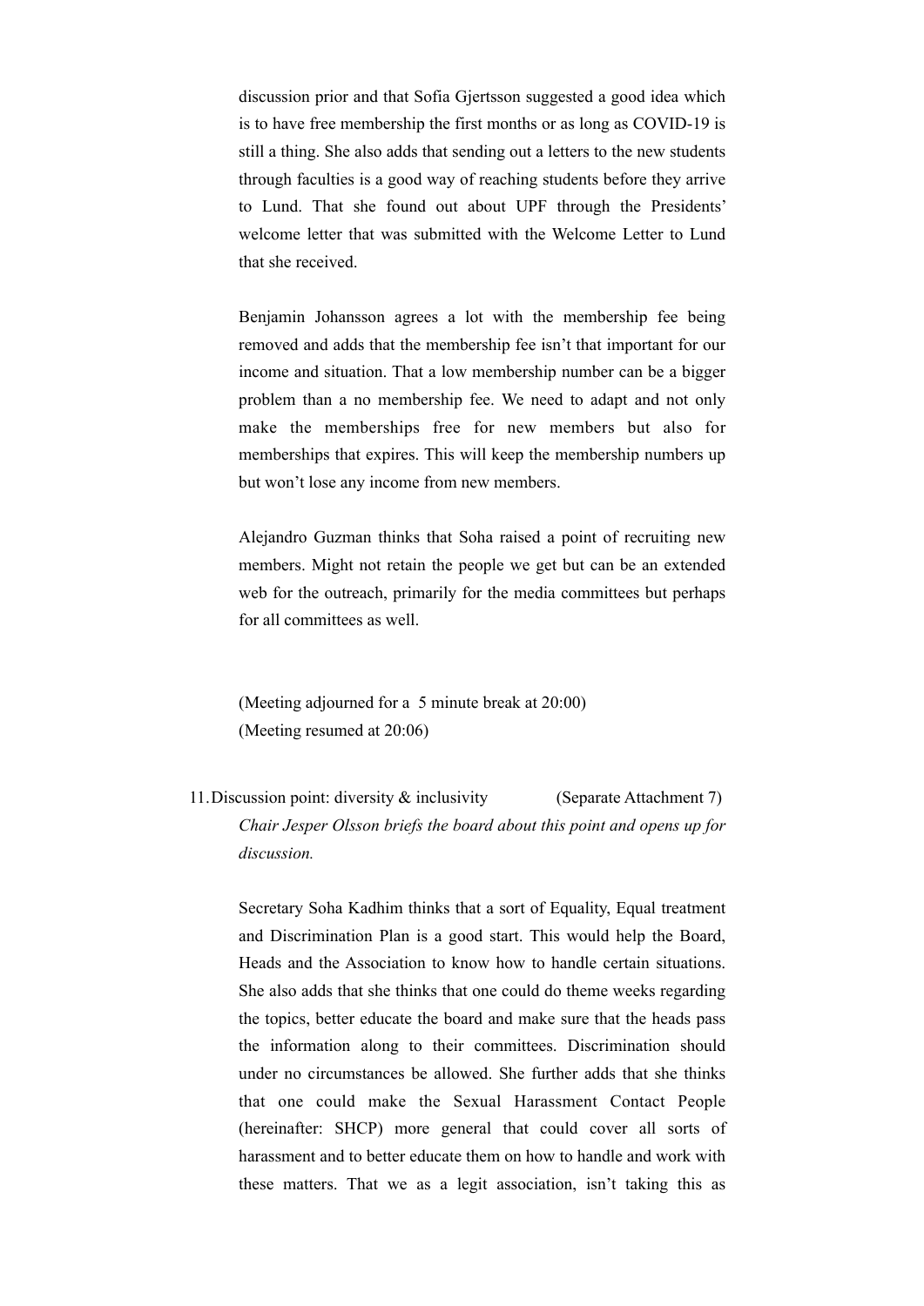discussion prior and that Sofia Gjertsson suggested a good idea which is to have free membership the first months or as long as COVID-19 is still a thing. She also adds that sending out a letters to the new students through faculties is a good way of reaching students before they arrive to Lund. That she found out about UPF through the Presidents' welcome letter that was submitted with the Welcome Letter to Lund that she received.

Benjamin Johansson agrees a lot with the membership fee being removed and adds that the membership fee isn't that important for our income and situation. That a low membership number can be a bigger problem than a no membership fee. We need to adapt and not only make the memberships free for new members but also for memberships that expires. This will keep the membership numbers up but won't lose any income from new members.

Alejandro Guzman thinks that Soha raised a point of recruiting new members. Might not retain the people we get but can be an extended web for the outreach, primarily for the media committees but perhaps for all committees as well.

(Meeting adjourned for a 5 minute break at 20:00)
(Meeting resumed at 20:06)

11. Discussion point: diversity & inclusivity (Separate Attachment 7)

*Chair Jesper Olsson briefs the board about this point and opens up for discussion.*

Secretary Soha Kadhim thinks that a sort of Equality, Equal treatment and Discrimination Plan is a good start. This would help the Board, Heads and the Association to know how to handle certain situations. She also adds that she thinks that one could do theme weeks regarding the topics, better educate the board and make sure that the heads pass the information along to their committees. Discrimination should under no circumstances be allowed. She further adds that she thinks that one could make the Sexual Harassment Contact People (hereinafter: SHCP) more general that could cover all sorts of harassment and to better educate them on how to handle and work with these matters. That we as a legit association, isn't taking this as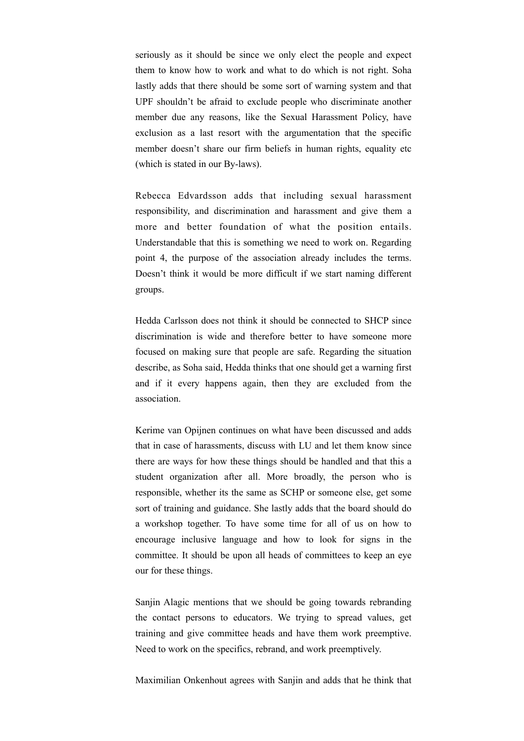seriously as it should be since we only elect the people and expect them to know how to work and what to do which is not right. Soha lastly adds that there should be some sort of warning system and that UPF shouldn't be afraid to exclude people who discriminate another member due any reasons, like the Sexual Harassment Policy, have exclusion as a last resort with the argumentation that the specific member doesn't share our firm beliefs in human rights, equality etc (which is stated in our By-laws).

Rebecca Edvardsson adds that including sexual harassment responsibility, and discrimination and harassment and give them a more and better foundation of what the position entails. Understandable that this is something we need to work on. Regarding point 4, the purpose of the association already includes the terms. Doesn't think it would be more difficult if we start naming different groups.

Hedda Carlsson does not think it should be connected to SHCP since discrimination is wide and therefore better to have someone more focused on making sure that people are safe. Regarding the situation describe, as Soha said, Hedda thinks that one should get a warning first and if it every happens again, then they are excluded from the association.

Kerime van Opijnen continues on what have been discussed and adds that in case of harassments, discuss with LU and let them know since there are ways for how these things should be handled and that this a student organization after all. More broadly, the person who is responsible, whether its the same as SCHP or someone else, get some sort of training and guidance. She lastly adds that the board should do a workshop together. To have some time for all of us on how to encourage inclusive language and how to look for signs in the committee. It should be upon all heads of committees to keep an eye our for these things.

Sanjin Alagic mentions that we should be going towards rebranding the contact persons to educators. We trying to spread values, get training and give committee heads and have them work preemptive. Need to work on the specifics, rebrand, and work preemptively.

Maximilian Onkenhout agrees with Sanjin and adds that he think that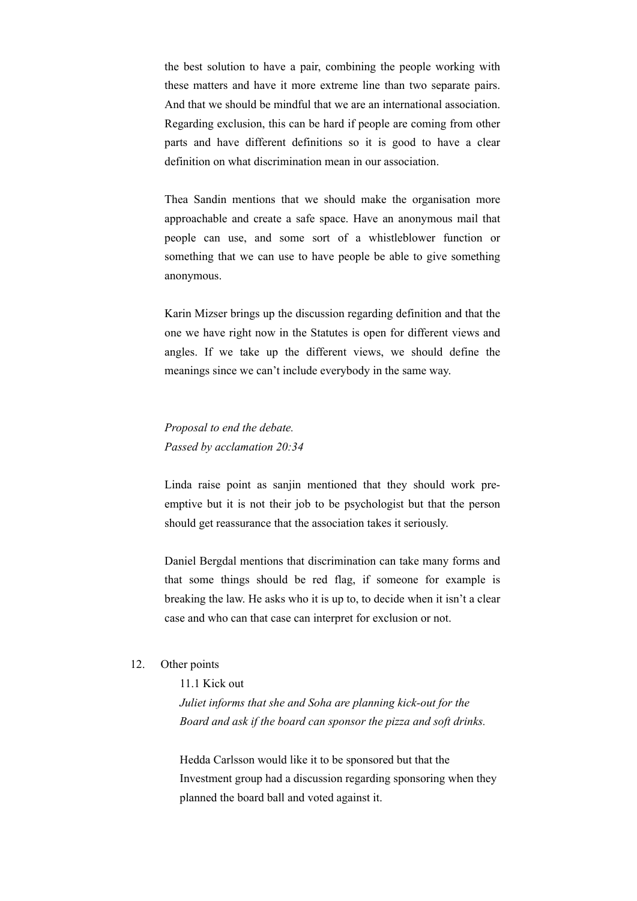the best solution to have a pair, combining the people working with these matters and have it more extreme line than two separate pairs. And that we should be mindful that we are an international association. Regarding exclusion, this can be hard if people are coming from other parts and have different definitions so it is good to have a clear definition on what discrimination mean in our association.

Thea Sandin mentions that we should make the organisation more approachable and create a safe space. Have an anonymous mail that people can use, and some sort of a whistleblower function or something that we can use to have people be able to give something anonymous.

Karin Mizser brings up the discussion regarding definition and that the one we have right now in the Statutes is open for different views and angles. If we take up the different views, we should define the meanings since we can't include everybody in the same way.

*Proposal to end the debate.*
*Passed by acclamation 20:34*

Linda raise point as sanjin mentioned that they should work pre-emptive but it is not their job to be psychologist but that the person should get reassurance that the association takes it seriously.

Daniel Bergdal mentions that discrimination can take many forms and that some things should be red flag, if someone for example is breaking the law. He asks who it is up to, to decide when it isn't a clear case and who can that case can interpret for exclusion or not.

12. Other points

11.1 Kick out

*Juliet informs that she and Soha are planning kick-out for the Board and ask if the board can sponsor the pizza and soft drinks.*

Hedda Carlsson would like it to be sponsored but that the Investment group had a discussion regarding sponsoring when they planned the board ball and voted against it.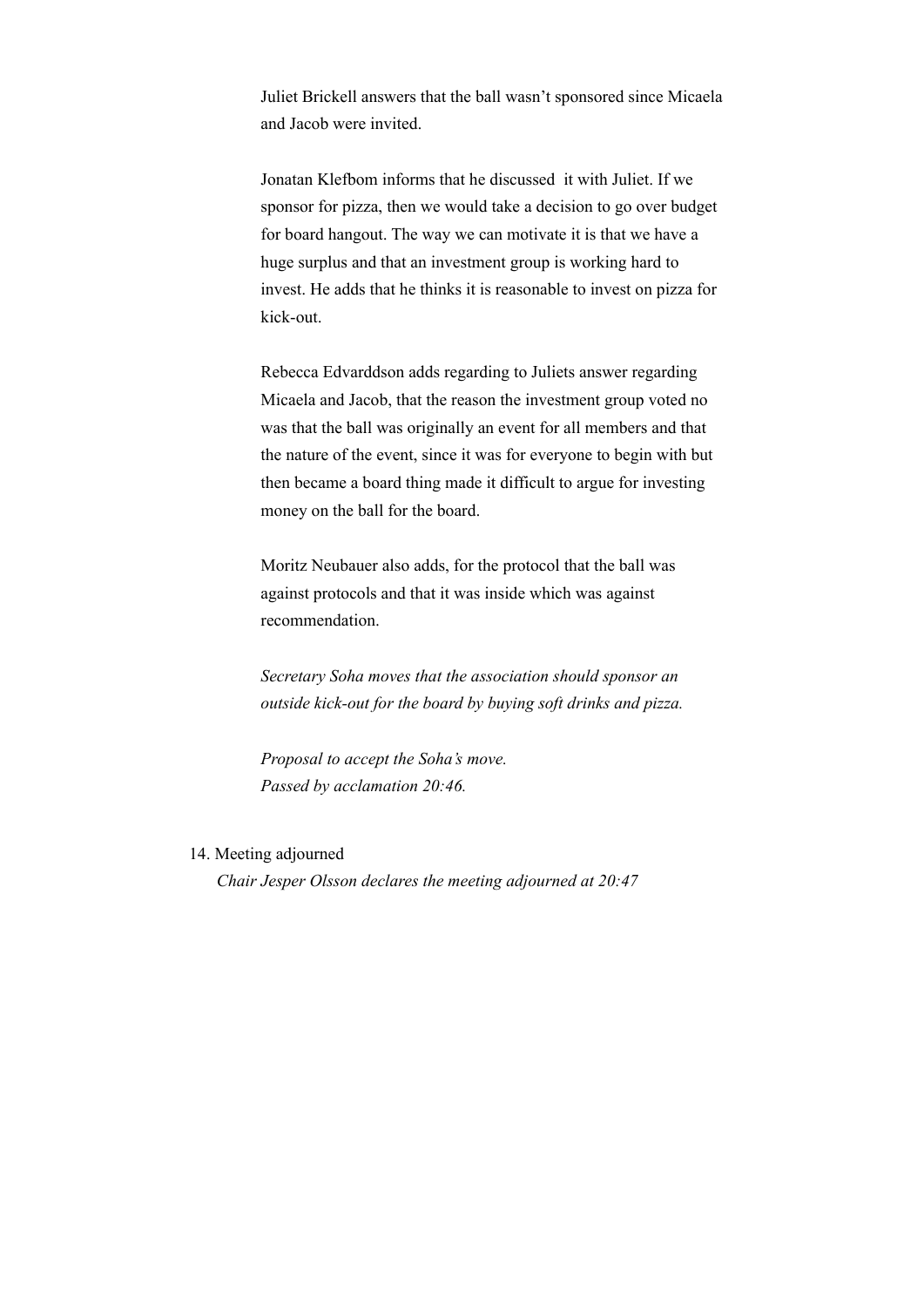Juliet Brickell answers that the ball wasn't sponsored since Micaela and Jacob were invited.

Jonatan Klefbom informs that he discussed it with Juliet. If we sponsor for pizza, then we would take a decision to go over budget for board hangout. The way we can motivate it is that we have a huge surplus and that an investment group is working hard to invest. He adds that he thinks it is reasonable to invest on pizza for kick-out.

Rebecca Edvarddson adds regarding to Juliets answer regarding Micaela and Jacob, that the reason the investment group voted no was that the ball was originally an event for all members and that the nature of the event, since it was for everyone to begin with but then became a board thing made it difficult to argue for investing money on the ball for the board.

Moritz Neubauer also adds, for the protocol that the ball was against protocols and that it was inside which was against recommendation.

*Secretary Soha moves that the association should sponsor an outside kick-out for the board by buying soft drinks and pizza.*

*Proposal to accept the Soha's move.*
*Passed by acclamation 20:46.*

14. Meeting adjourned
    *Chair Jesper Olsson declares the meeting adjourned at 20:47*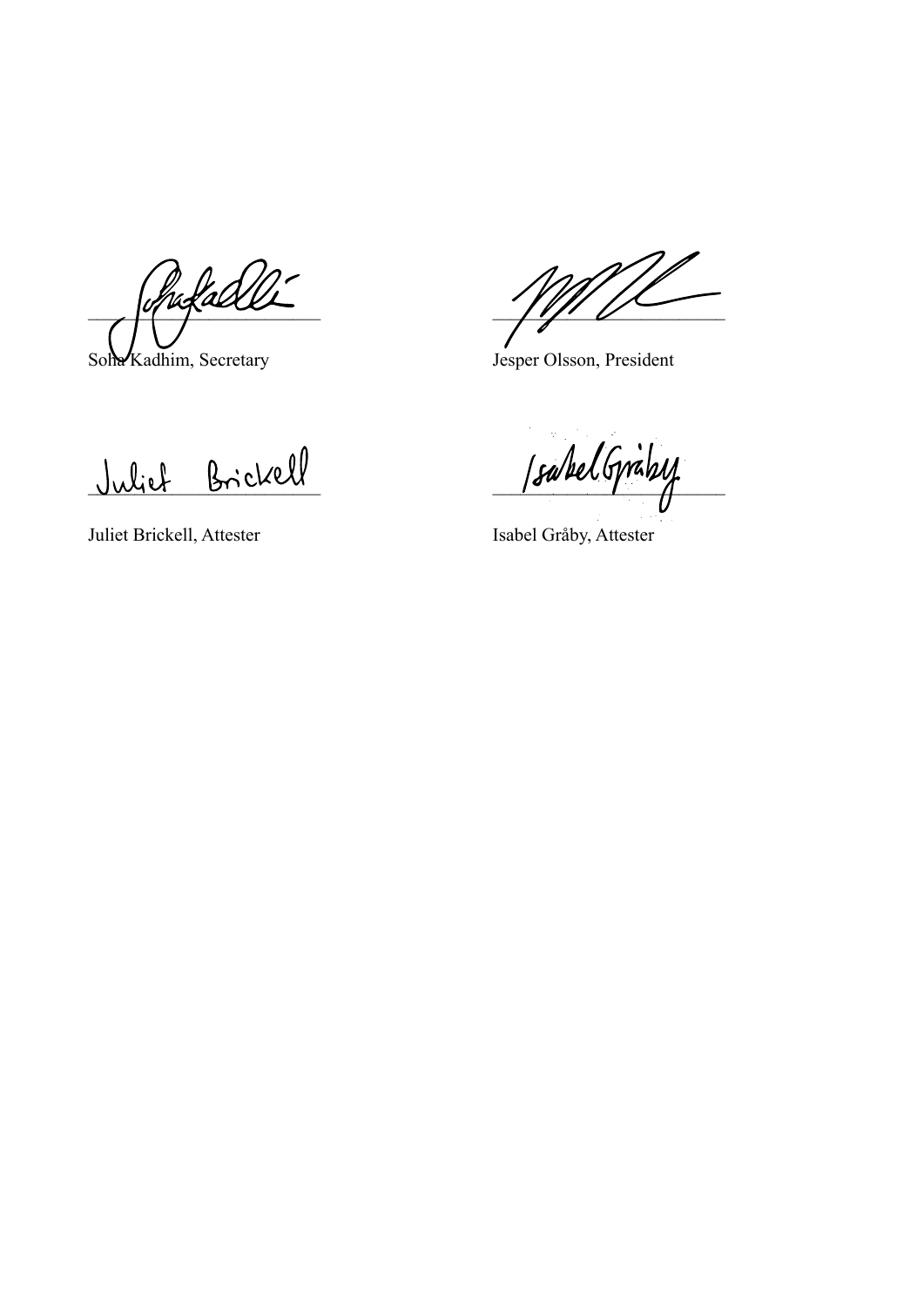Soha Kadhim, Secretary

Jesper Olsson, President

Juliet Brickell, Attester

Isabel Gråby, Attester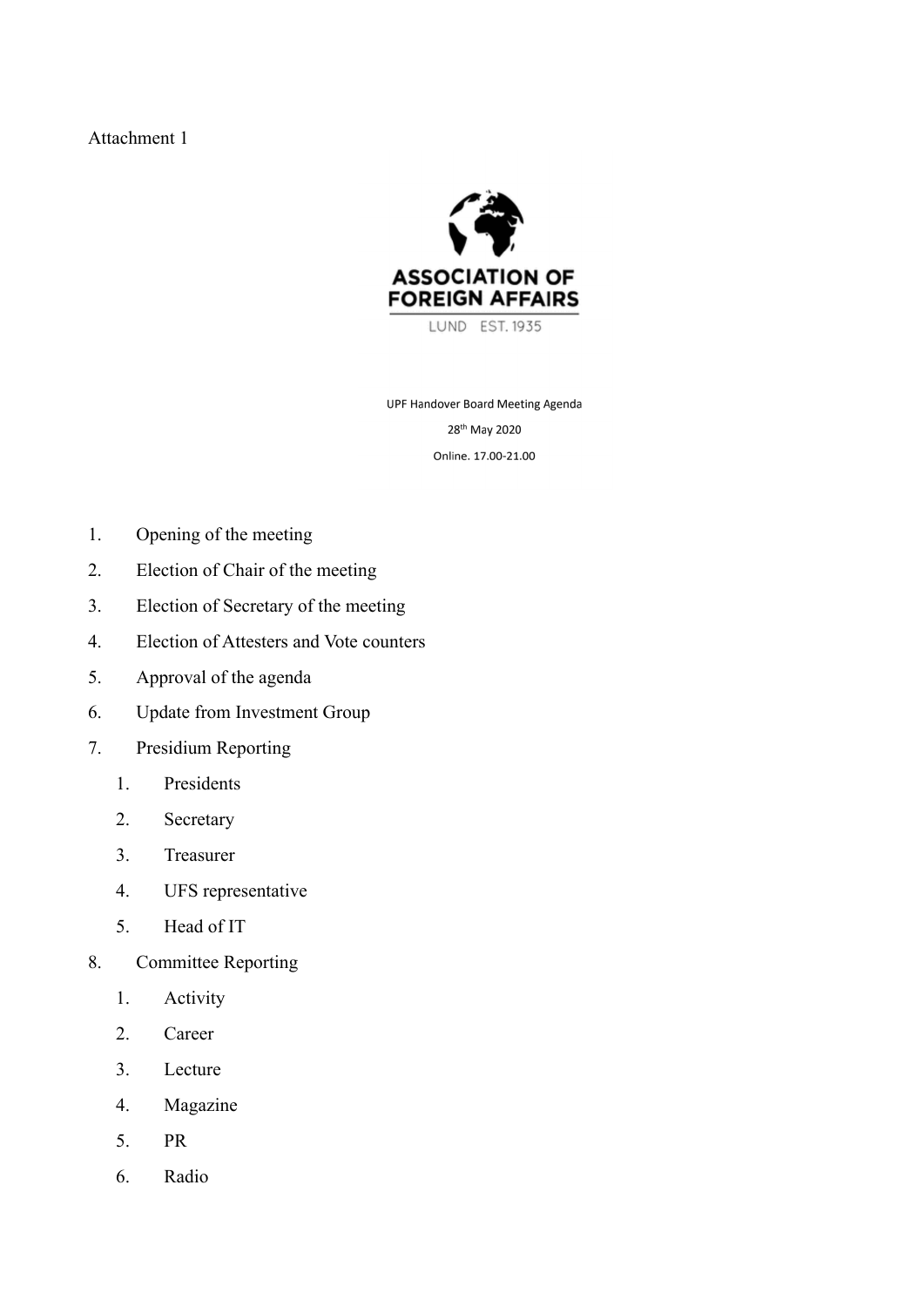Attachment 1

ASSOCIATION OF FOREIGN AFFAIRS

LUND EST. 1935

UPF Handover Board Meeting Agenda

28th May 2020

Online. 17.00-21.00

1. Opening of the meeting
2. Election of Chair of the meeting
3. Election of Secretary of the meeting
4. Election of Attesters and Vote counters
5. Approval of the agenda
6. Update from Investment Group
7. Presidium Reporting
    1. Presidents
    2. Secretary
    3. Treasurer
    4. UFS representative
    5. Head of IT
8. Committee Reporting
    1. Activity
    2. Career
    3. Lecture
    4. Magazine
    5. PR
    6. Radio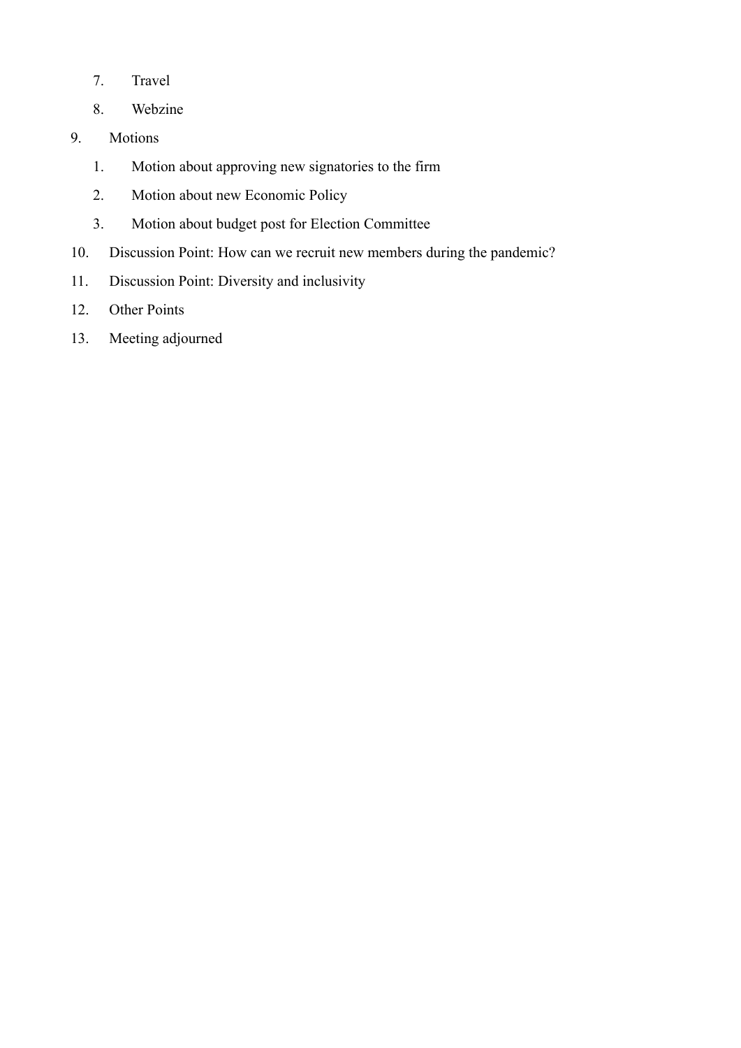7. Travel
   8. Webzine
9. Motions
   1. Motion about approving new signatories to the firm
   2. Motion about new Economic Policy
   3. Motion about budget post for Election Committee
10. Discussion Point: How can we recruit new members during the pandemic?
11. Discussion Point: Diversity and inclusivity
12. Other Points
13. Meeting adjourned